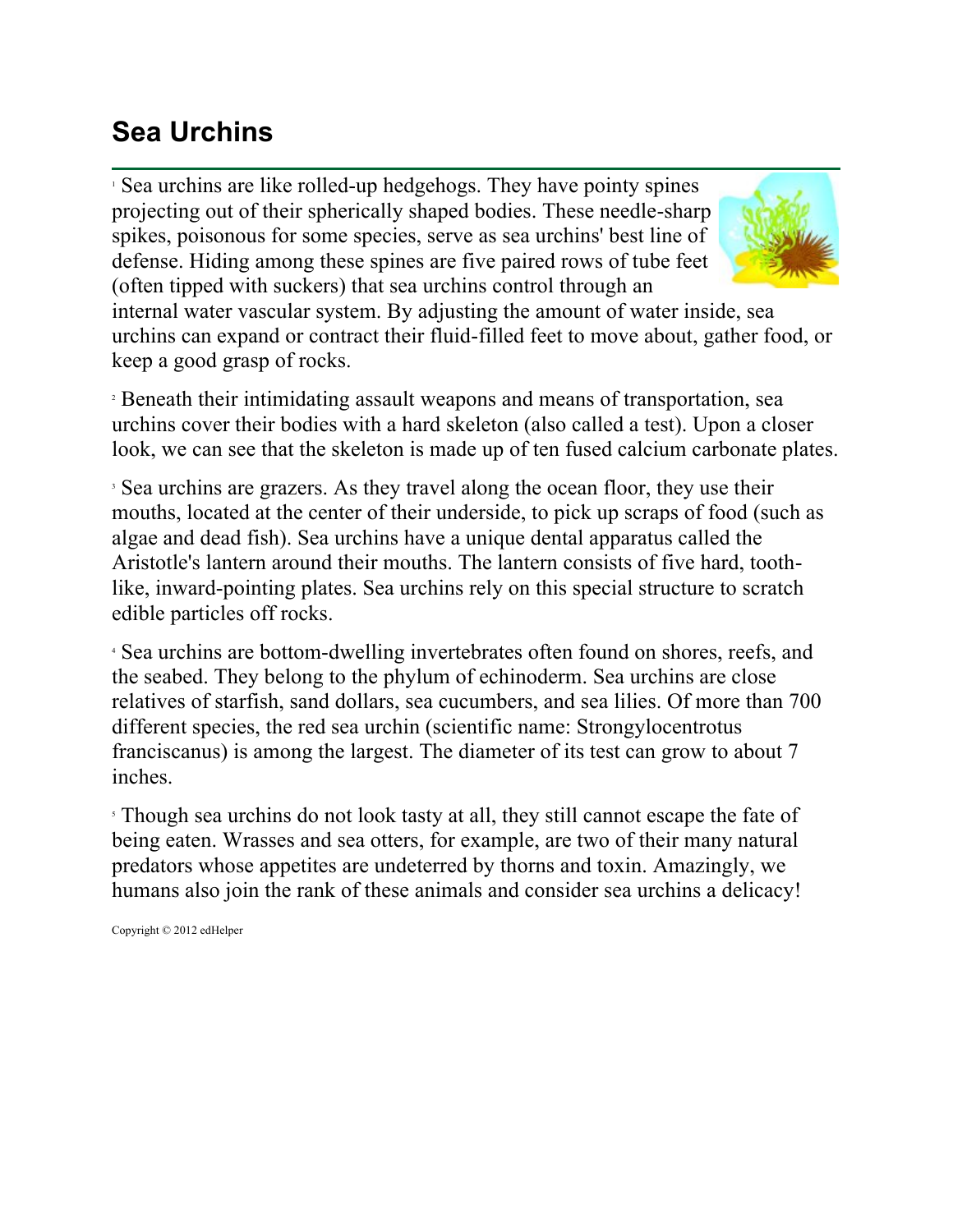# Sea Urchins

[1] Sea urchins are like rolled-up hedgehogs. They have pointy spines projecting out of their spherically shaped bodies. These needle-sharp spikes, poisonous for some species, serve as sea urchins' best line of defense. Hiding among these spines are five paired rows of tube feet (often tipped with suckers) that sea urchins control through an internal water vascular system. By adjusting the amount of water inside, sea urchins can expand or contract their fluid-filled feet to move about, gather food, or keep a good grasp of rocks.

[2] Beneath their intimidating assault weapons and means of transportation, sea urchins cover their bodies with a hard skeleton (also called a test). Upon a closer look, we can see that the skeleton is made up of ten fused calcium carbonate plates.

[3] Sea urchins are grazers. As they travel along the ocean floor, they use their mouths, located at the center of their underside, to pick up scraps of food (such as algae and dead fish). Sea urchins have a unique dental apparatus called the Aristotle's lantern around their mouths. The lantern consists of five hard, tooth-like, inward-pointing plates. Sea urchins rely on this special structure to scratch edible particles off rocks.

[4] Sea urchins are bottom-dwelling invertebrates often found on shores, reefs, and the seabed. They belong to the phylum of echinoderm. Sea urchins are close relatives of starfish, sand dollars, sea cucumbers, and sea lilies. Of more than 700 different species, the red sea urchin (scientific name: Strongylocentrotus franciscanus) is among the largest. The diameter of its test can grow to about 7 inches.

[5] Though sea urchins do not look tasty at all, they still cannot escape the fate of being eaten. Wrasses and sea otters, for example, are two of their many natural predators whose appetites are undeterred by thorns and toxin. Amazingly, we humans also join the rank of these animals and consider sea urchins a delicacy!

Copyright © 2012 edHelper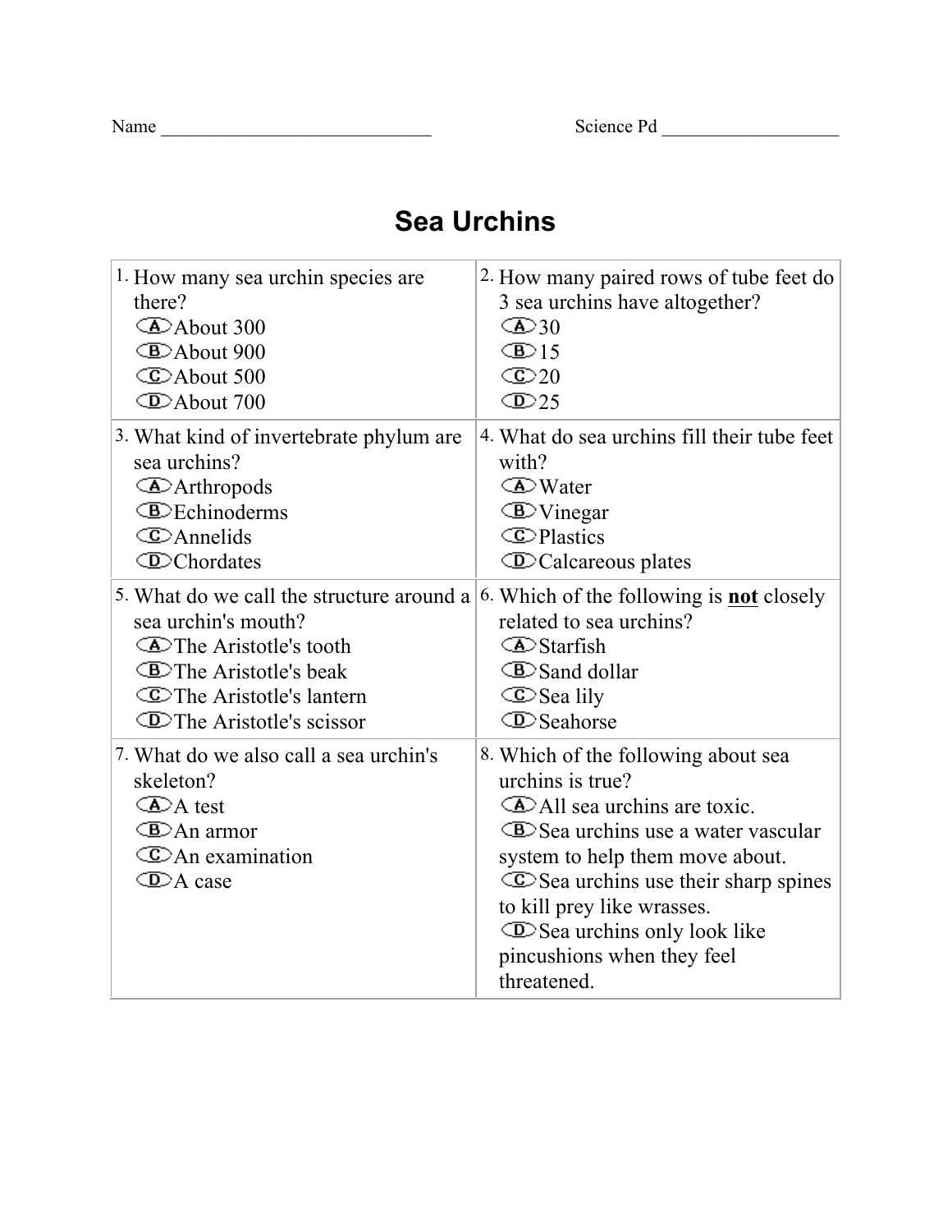Name ______________________________ Science Pd ___________________

# Sea Urchins

1. How many sea urchin species are there?
   - (A) About 300
   - (B) About 900
   - (C) About 500
   - (D) About 700

2. How many paired rows of tube feet do 3 sea urchins have altogether?
   - (A) 30
   - (B) 15
   - (C) 20
   - (D) 25

3. What kind of invertebrate phylum are sea urchins?
   - (A) Arthropods
   - (B) Echinoderms
   - (C) Annelids
   - (D) Chordates

4. What do sea urchins fill their tube feet with?
   - (A) Water
   - (B) Vinegar
   - (C) Plastics
   - (D) Calcareous plates

5. What do we call the structure around a sea urchin's mouth?
   - (A) The Aristotle's tooth
   - (B) The Aristotle's beak
   - (C) The Aristotle's lantern
   - (D) The Aristotle's scissor

6. Which of the following is **not** closely related to sea urchins?
   - (A) Starfish
   - (B) Sand dollar
   - (C) Sea lily
   - (D) Seahorse

7. What do we also call a sea urchin's skeleton?
   - (A) A test
   - (B) An armor
   - (C) An examination
   - (D) A case

8. Which of the following about sea urchins is true?
   - (A) All sea urchins are toxic.
   - (B) Sea urchins use a water vascular system to help them move about.
   - (C) Sea urchins use their sharp spines to kill prey like wrasses.
   - (D) Sea urchins only look like pincushions when they feel threatened.